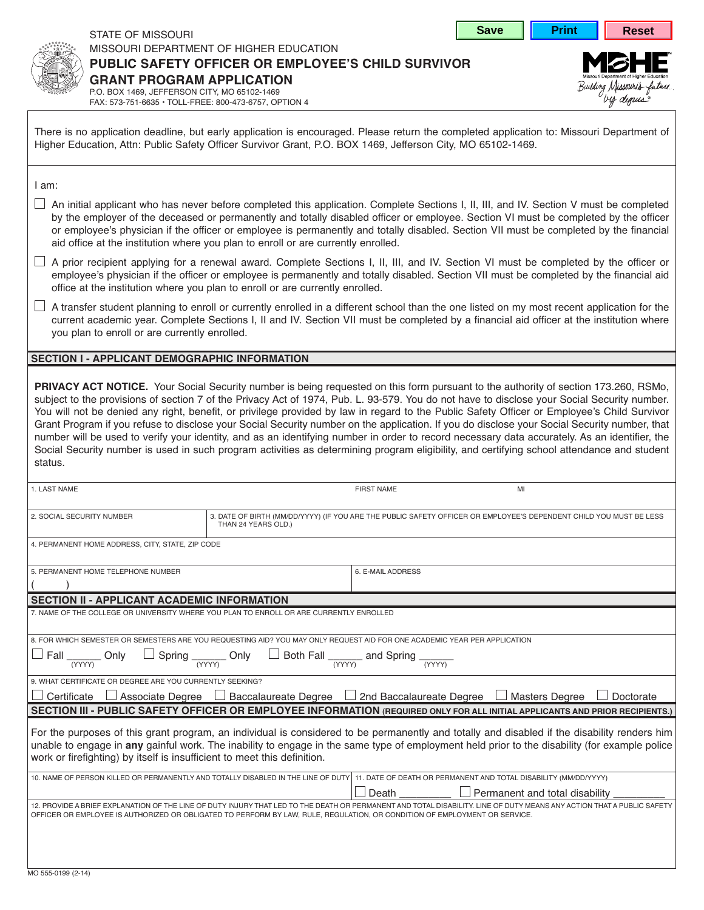STATE OF MISSOURI
MISSOURI DEPARTMENT OF HIGHER EDUCATION

# PUBLIC SAFETY OFFICER OR EMPLOYEE'S CHILD SURVIVOR GRANT PROGRAM APPLICATION

P.O. BOX 1469, JEFFERSON CITY, MO 65102-1469
FAX: 573-751-6635 • TOLL-FREE: 800-473-6757, OPTION 4

Save | Print | Reset

Missouri Department of Higher Education — Building Missouri's future... by degrees

There is no application deadline, but early application is encouraged. Please return the completed application to: Missouri Department of Higher Education, Attn: Public Safety Officer Survivor Grant, P.O. BOX 1469, Jefferson City, MO 65102-1469.

I am:

☐ An initial applicant who has never before completed this application. Complete Sections I, II, III, and IV. Section V must be completed by the employer of the deceased or permanently and totally disabled officer or employee. Section VI must be completed by the officer or employee's physician if the officer or employee is permanently and totally disabled. Section VII must be completed by the financial aid office at the institution where you plan to enroll or are currently enrolled.

☐ A prior recipient applying for a renewal award. Complete Sections I, II, III, and IV. Section VI must be completed by the officer or employee's physician if the officer or employee is permanently and totally disabled. Section VII must be completed by the financial aid office at the institution where you plan to enroll or are currently enrolled.

☐ A transfer student planning to enroll or currently enrolled in a different school than the one listed on my most recent application for the current academic year. Complete Sections I, II and IV. Section VII must be completed by a financial aid officer at the institution where you plan to enroll or are currently enrolled.

## SECTION I - APPLICANT DEMOGRAPHIC INFORMATION

**PRIVACY ACT NOTICE.** Your Social Security number is being requested on this form pursuant to the authority of section 173.260, RSMo, subject to the provisions of section 7 of the Privacy Act of 1974, Pub. L. 93-579. You do not have to disclose your Social Security number. You will not be denied any right, benefit, or privilege provided by law in regard to the Public Safety Officer or Employee's Child Survivor Grant Program if you refuse to disclose your Social Security number on the application. If you do disclose your Social Security number, that number will be used to verify your identity, and as an identifying number in order to record necessary data accurately. As an identifier, the Social Security number is used in such program activities as determining program eligibility, and certifying school attendance and student status.

1. LAST NAME ______ FIRST NAME ______ MI ______

2. SOCIAL SECURITY NUMBER ______

3. DATE OF BIRTH (MM/DD/YYYY) (IF YOU ARE THE PUBLIC SAFETY OFFICER OR EMPLOYEE'S DEPENDENT CHILD YOU MUST BE LESS THAN 24 YEARS OLD.) ______

4. PERMANENT HOME ADDRESS, CITY, STATE, ZIP CODE ______

5. PERMANENT HOME TELEPHONE NUMBER ( ) ______

6. E-MAIL ADDRESS ______

## SECTION II - APPLICANT ACADEMIC INFORMATION

7. NAME OF THE COLLEGE OR UNIVERSITY WHERE YOU PLAN TO ENROLL OR ARE CURRENTLY ENROLLED ______

8. FOR WHICH SEMESTER OR SEMESTERS ARE YOU REQUESTING AID? YOU MAY ONLY REQUEST AID FOR ONE ACADEMIC YEAR PER APPLICATION

☐ Fall ______ (YYYY) Only ☐ Spring ______ (YYYY) Only ☐ Both Fall ______ (YYYY) and Spring ______ (YYYY)

9. WHAT CERTIFICATE OR DEGREE ARE YOU CURRENTLY SEEKING?

☐ Certificate ☐ Associate Degree ☐ Baccalaureate Degree ☐ 2nd Baccalaureate Degree ☐ Masters Degree ☐ Doctorate

## SECTION III - PUBLIC SAFETY OFFICER OR EMPLOYEE INFORMATION (REQUIRED ONLY FOR ALL INITIAL APPLICANTS AND PRIOR RECIPIENTS.)

For the purposes of this grant program, an individual is considered to be permanently and totally and disabled if the disability renders him unable to engage in **any** gainful work. The inability to engage in the same type of employment held prior to the disability (for example police work or firefighting) by itself is insufficient to meet this definition.

10. NAME OF PERSON KILLED OR PERMANENTLY AND TOTALLY DISABLED IN THE LINE OF DUTY ______

11. DATE OF DEATH OR PERMANENT AND TOTAL DISABILITY (MM/DD/YYYY)

☐ Death ______ ☐ Permanent and total disability ______

12. PROVIDE A BRIEF EXPLANATION OF THE LINE OF DUTY INJURY THAT LED TO THE DEATH OR PERMANENT AND TOTAL DISABILITY. LINE OF DUTY MEANS ANY ACTION THAT A PUBLIC SAFETY OFFICER OR EMPLOYEE IS AUTHORIZED OR OBLIGATED TO PERFORM BY LAW, RULE, REGULATION, OR CONDITION OF EMPLOYMENT OR SERVICE.

MO 555-0199 (2-14)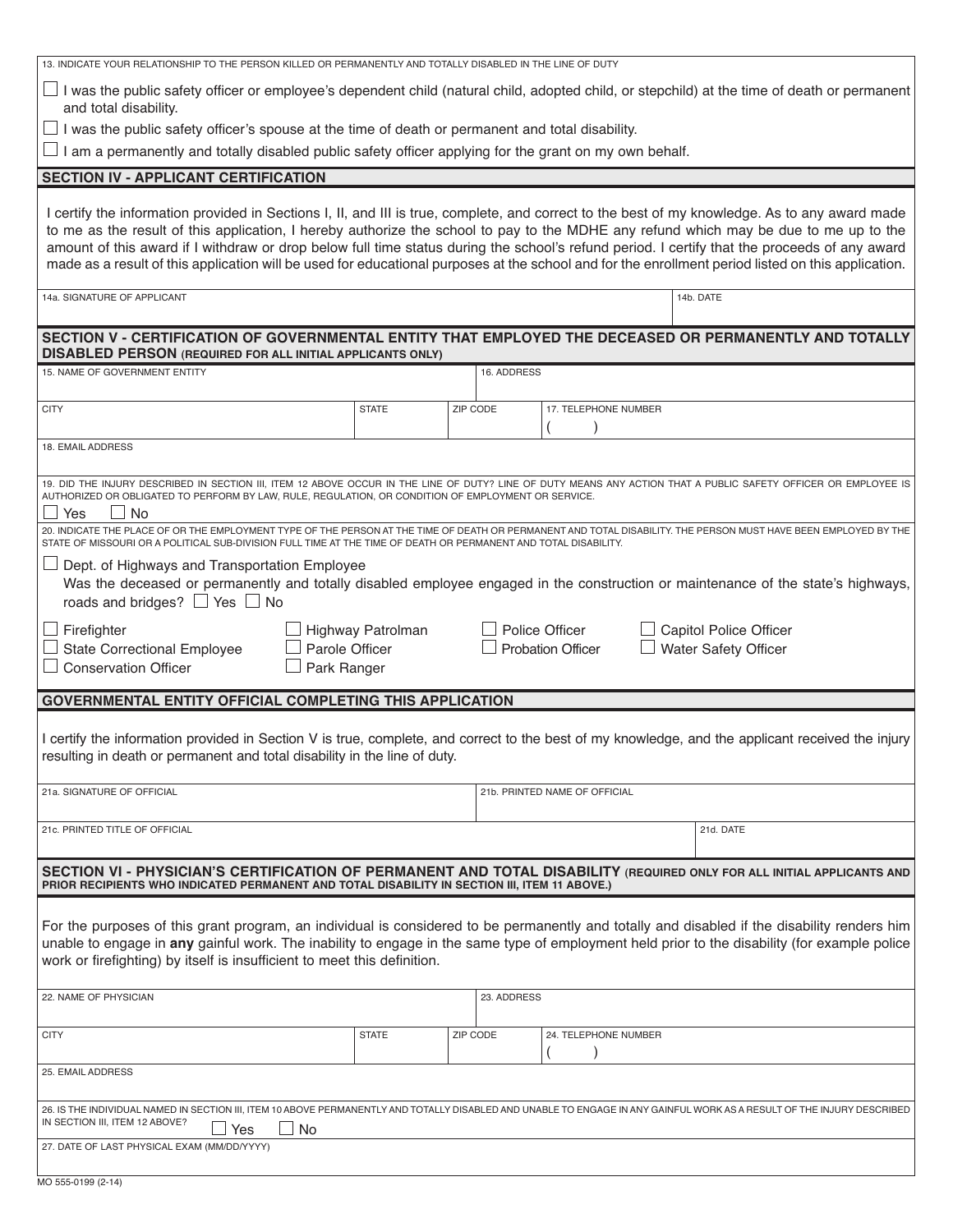13. INDICATE YOUR RELATIONSHIP TO THE PERSON KILLED OR PERMANENTLY AND TOTALLY DISABLED IN THE LINE OF DUTY

☐ I was the public safety officer or employee's dependent child (natural child, adopted child, or stepchild) at the time of death or permanent and total disability.

☐ I was the public safety officer's spouse at the time of death or permanent and total disability.

☐ I am a permanently and totally disabled public safety officer applying for the grant on my own behalf.

## SECTION IV - APPLICANT CERTIFICATION

I certify the information provided in Sections I, II, and III is true, complete, and correct to the best of my knowledge. As to any award made to me as the result of this application, I hereby authorize the school to pay to the MDHE any refund which may be due to me up to the amount of this award if I withdraw or drop below full time status during the school's refund period. I certify that the proceeds of any award made as a result of this application will be used for educational purposes at the school and for the enrollment period listed on this application.

| 14a. SIGNATURE OF APPLICANT | 14b. DATE |
|---|---|
| | |

## SECTION V - CERTIFICATION OF GOVERNMENTAL ENTITY THAT EMPLOYED THE DECEASED OR PERMANENTLY AND TOTALLY DISABLED PERSON (REQUIRED FOR ALL INITIAL APPLICANTS ONLY)

| 15. NAME OF GOVERNMENT ENTITY | | | 16. ADDRESS |
|---|---|---|---|
| CITY | STATE | ZIP CODE | 17. TELEPHONE NUMBER ( ) |
| 18. EMAIL ADDRESS | | | |

19. DID THE INJURY DESCRIBED IN SECTION III, ITEM 12 ABOVE OCCUR IN THE LINE OF DUTY? LINE OF DUTY MEANS ANY ACTION THAT A PUBLIC SAFETY OFFICER OR EMPLOYEE IS AUTHORIZED OR OBLIGATED TO PERFORM BY LAW, RULE, REGULATION, OR CONDITION OF EMPLOYMENT OR SERVICE.

☐ Yes ☐ No

20. INDICATE THE PLACE OF OR THE EMPLOYMENT TYPE OF THE PERSON AT THE TIME OF DEATH OR PERMANENT AND TOTAL DISABILITY. THE PERSON MUST HAVE BEEN EMPLOYED BY THE STATE OF MISSOURI OR A POLITICAL SUB-DIVISION FULL TIME AT THE TIME OF DEATH OR PERMANENT AND TOTAL DISABILITY.

☐ Dept. of Highways and Transportation Employee
Was the deceased or permanently and totally disabled employee engaged in the construction or maintenance of the state's highways, roads and bridges? ☐ Yes ☐ No

☐ Firefighter ☐ Highway Patrolman ☐ Police Officer ☐ Capitol Police Officer
☐ State Correctional Employee ☐ Parole Officer ☐ Probation Officer ☐ Water Safety Officer
☐ Conservation Officer ☐ Park Ranger

## GOVERNMENTAL ENTITY OFFICIAL COMPLETING THIS APPLICATION

I certify the information provided in Section V is true, complete, and correct to the best of my knowledge, and the applicant received the injury resulting in death or permanent and total disability in the line of duty.

| 21a. SIGNATURE OF OFFICIAL | 21b. PRINTED NAME OF OFFICIAL |
|---|---|
| 21c. PRINTED TITLE OF OFFICIAL | 21d. DATE |

## SECTION VI - PHYSICIAN'S CERTIFICATION OF PERMANENT AND TOTAL DISABILITY (REQUIRED ONLY FOR ALL INITIAL APPLICANTS AND PRIOR RECIPIENTS WHO INDICATED PERMANENT AND TOTAL DISABILITY IN SECTION III, ITEM 11 ABOVE.)

For the purposes of this grant program, an individual is considered to be permanently and totally and disabled if the disability renders him unable to engage in **any** gainful work. The inability to engage in the same type of employment held prior to the disability (for example police work or firefighting) by itself is insufficient to meet this definition.

| 22. NAME OF PHYSICIAN | | | 23. ADDRESS |
|---|---|---|---|
| CITY | STATE | ZIP CODE | 24. TELEPHONE NUMBER ( ) |
| 25. EMAIL ADDRESS | | | |

26. IS THE INDIVIDUAL NAMED IN SECTION III, ITEM 10 ABOVE PERMANENTLY AND TOTALLY DISABLED AND UNABLE TO ENGAGE IN ANY GAINFUL WORK AS A RESULT OF THE INJURY DESCRIBED IN SECTION III, ITEM 12 ABOVE? ☐ Yes ☐ No

27. DATE OF LAST PHYSICAL EXAM (MM/DD/YYYY)

MO 555-0199 (2-14)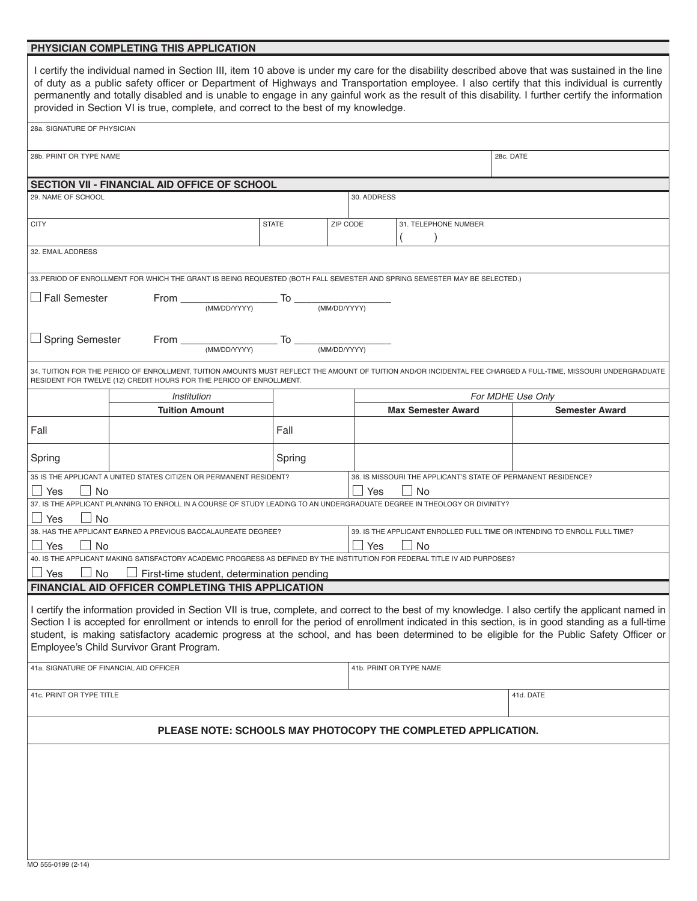## PHYSICIAN COMPLETING THIS APPLICATION

I certify the individual named in Section III, item 10 above is under my care for the disability described above that was sustained in the line of duty as a public safety officer or Department of Highways and Transportation employee. I also certify that this individual is currently permanently and totally disabled and is unable to engage in any gainful work as the result of this disability. I further certify the information provided in Section VI is true, complete, and correct to the best of my knowledge.

28a. SIGNATURE OF PHYSICIAN

28b. PRINT OR TYPE NAME

28c. DATE

## SECTION VII - FINANCIAL AID OFFICE OF SCHOOL

29. NAME OF SCHOOL

30. ADDRESS

CITY

STATE

ZIP CODE

31. TELEPHONE NUMBER
( )

32. EMAIL ADDRESS

33. PERIOD OF ENROLLMENT FOR WHICH THE GRANT IS BEING REQUESTED (BOTH FALL SEMESTER AND SPRING SEMESTER MAY BE SELECTED.)

☐ Fall Semester From ________________ To ________________
(MM/DD/YYYY) (MM/DD/YYYY)

☐ Spring Semester From ________________ To ________________
(MM/DD/YYYY) (MM/DD/YYYY)

34. TUITION FOR THE PERIOD OF ENROLLMENT. TUITION AMOUNTS MUST REFLECT THE AMOUNT OF TUITION AND/OR INCIDENTAL FEE CHARGED A FULL-TIME, MISSOURI UNDERGRADUATE RESIDENT FOR TWELVE (12) CREDIT HOURS FOR THE PERIOD OF ENROLLMENT.

| | *Institution* | | *For MDHE Use Only* | |
|---|---|---|---|---|
| | **Tuition Amount** | | **Max Semester Award** | **Semester Award** |
| Fall | | Fall | | |
| Spring | | Spring | | |

35. IS THE APPLICANT A UNITED STATES CITIZEN OR PERMANENT RESIDENT?
☐ Yes ☐ No

36. IS MISSOURI THE APPLICANT'S STATE OF PERMANENT RESIDENCE?
☐ Yes ☐ No

37. IS THE APPLICANT PLANNING TO ENROLL IN A COURSE OF STUDY LEADING TO AN UNDERGRADUATE DEGREE IN THEOLOGY OR DIVINITY?
☐ Yes ☐ No

38. HAS THE APPLICANT EARNED A PREVIOUS BACCALAUREATE DEGREE?
☐ Yes ☐ No

39. IS THE APPLICANT ENROLLED FULL TIME OR INTENDING TO ENROLL FULL TIME?
☐ Yes ☐ No

40. IS THE APPLICANT MAKING SATISFACTORY ACADEMIC PROGRESS AS DEFINED BY THE INSTITUTION FOR FEDERAL TITLE IV AID PURPOSES?
☐ Yes ☐ No ☐ First-time student, determination pending

## FINANCIAL AID OFFICER COMPLETING THIS APPLICATION

I certify the information provided in Section VII is true, complete, and correct to the best of my knowledge. I also certify the applicant named in Section I is accepted for enrollment or intends to enroll for the period of enrollment indicated in this section, is in good standing as a full-time student, is making satisfactory academic progress at the school, and has been determined to be eligible for the Public Safety Officer or Employee's Child Survivor Grant Program.

41a. SIGNATURE OF FINANCIAL AID OFFICER

41b. PRINT OR TYPE NAME

41c. PRINT OR TYPE TITLE

41d. DATE

**PLEASE NOTE: SCHOOLS MAY PHOTOCOPY THE COMPLETED APPLICATION.**

MO 555-0199 (2-14)